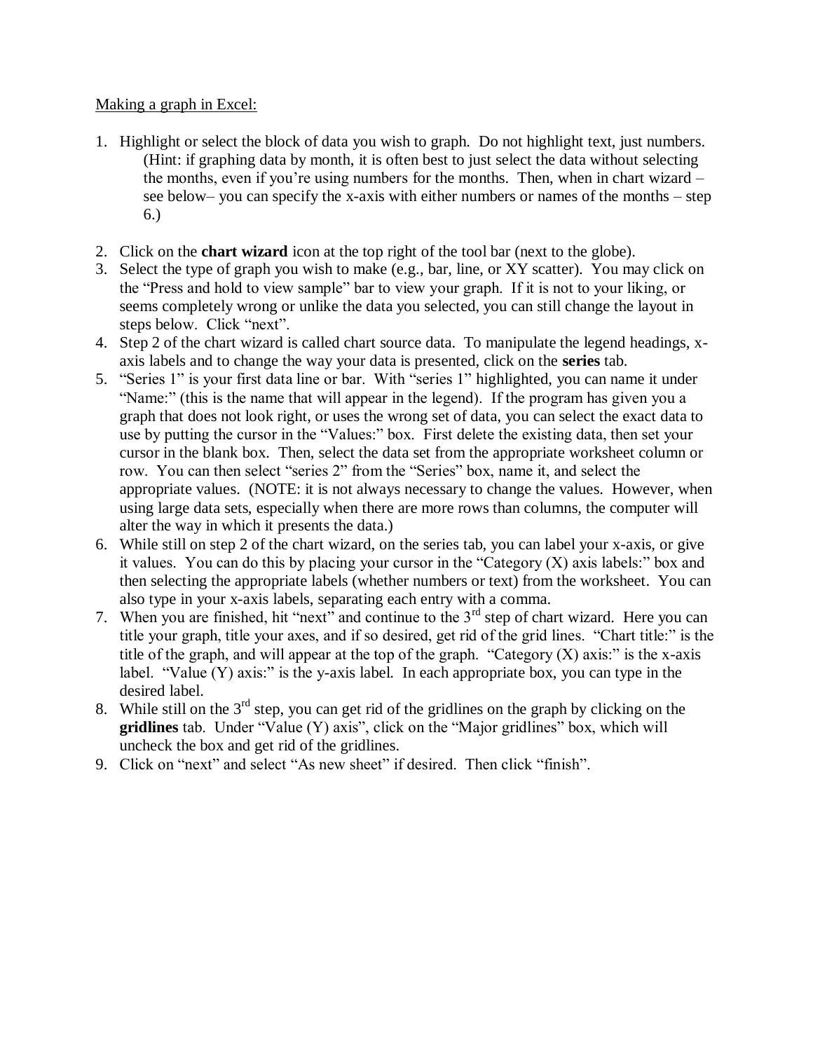Making a graph in Excel:

1. Highlight or select the block of data you wish to graph. Do not highlight text, just numbers. (Hint: if graphing data by month, it is often best to just select the data without selecting the months, even if you're using numbers for the months. Then, when in chart wizard – see below– you can specify the x-axis with either numbers or names of the months – step 6.)

2. Click on the **chart wizard** icon at the top right of the tool bar (next to the globe).
3. Select the type of graph you wish to make (e.g., bar, line, or XY scatter). You may click on the "Press and hold to view sample" bar to view your graph. If it is not to your liking, or seems completely wrong or unlike the data you selected, you can still change the layout in steps below. Click "next".
4. Step 2 of the chart wizard is called chart source data. To manipulate the legend headings, x-axis labels and to change the way your data is presented, click on the **series** tab.
5. "Series 1" is your first data line or bar. With "series 1" highlighted, you can name it under "Name:" (this is the name that will appear in the legend). If the program has given you a graph that does not look right, or uses the wrong set of data, you can select the exact data to use by putting the cursor in the "Values:" box. First delete the existing data, then set your cursor in the blank box. Then, select the data set from the appropriate worksheet column or row. You can then select "series 2" from the "Series" box, name it, and select the appropriate values. (NOTE: it is not always necessary to change the values. However, when using large data sets, especially when there are more rows than columns, the computer will alter the way in which it presents the data.)
6. While still on step 2 of the chart wizard, on the series tab, you can label your x-axis, or give it values. You can do this by placing your cursor in the "Category (X) axis labels:" box and then selecting the appropriate labels (whether numbers or text) from the worksheet. You can also type in your x-axis labels, separating each entry with a comma.
7. When you are finished, hit "next" and continue to the 3rd step of chart wizard. Here you can title your graph, title your axes, and if so desired, get rid of the grid lines. "Chart title:" is the title of the graph, and will appear at the top of the graph. "Category (X) axis:" is the x-axis label. "Value (Y) axis:" is the y-axis label. In each appropriate box, you can type in the desired label.
8. While still on the 3rd step, you can get rid of the gridlines on the graph by clicking on the **gridlines** tab. Under "Value (Y) axis", click on the "Major gridlines" box, which will uncheck the box and get rid of the gridlines.
9. Click on "next" and select "As new sheet" if desired. Then click "finish".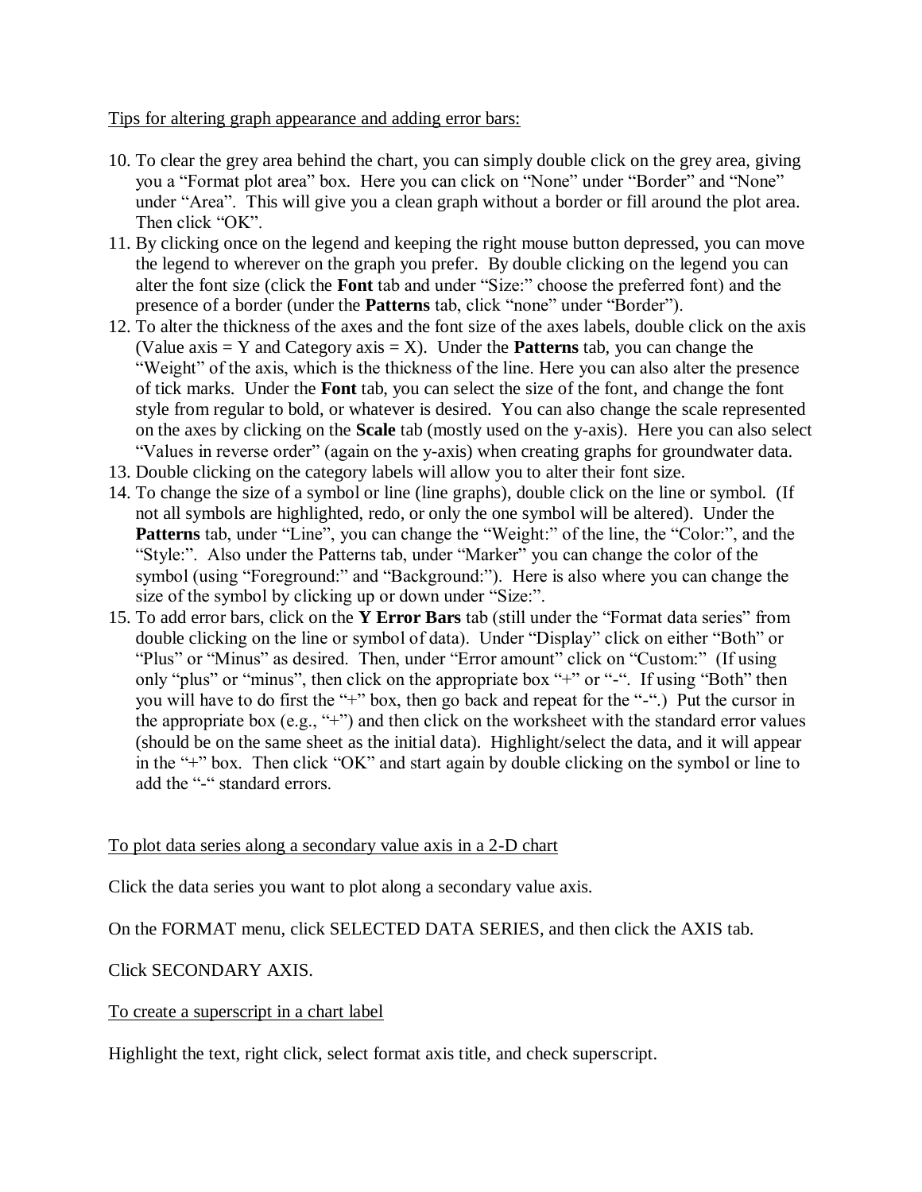Tips for altering graph appearance and adding error bars:

10. To clear the grey area behind the chart, you can simply double click on the grey area, giving you a "Format plot area" box. Here you can click on "None" under "Border" and "None" under "Area". This will give you a clean graph without a border or fill around the plot area. Then click "OK".
11. By clicking once on the legend and keeping the right mouse button depressed, you can move the legend to wherever on the graph you prefer. By double clicking on the legend you can alter the font size (click the **Font** tab and under "Size:" choose the preferred font) and the presence of a border (under the **Patterns** tab, click "none" under "Border").
12. To alter the thickness of the axes and the font size of the axes labels, double click on the axis (Value axis = Y and Category axis = X). Under the **Patterns** tab, you can change the "Weight" of the axis, which is the thickness of the line. Here you can also alter the presence of tick marks. Under the **Font** tab, you can select the size of the font, and change the font style from regular to bold, or whatever is desired. You can also change the scale represented on the axes by clicking on the **Scale** tab (mostly used on the y-axis). Here you can also select "Values in reverse order" (again on the y-axis) when creating graphs for groundwater data.
13. Double clicking on the category labels will allow you to alter their font size.
14. To change the size of a symbol or line (line graphs), double click on the line or symbol. (If not all symbols are highlighted, redo, or only the one symbol will be altered). Under the **Patterns** tab, under "Line", you can change the "Weight:" of the line, the "Color:", and the "Style:". Also under the Patterns tab, under "Marker" you can change the color of the symbol (using "Foreground:" and "Background:"). Here is also where you can change the size of the symbol by clicking up or down under "Size:".
15. To add error bars, click on the **Y Error Bars** tab (still under the "Format data series" from double clicking on the line or symbol of data). Under "Display" click on either "Both" or "Plus" or "Minus" as desired. Then, under "Error amount" click on "Custom:" (If using only "plus" or "minus", then click on the appropriate box "+" or "-". If using "Both" then you will have to do first the "+" box, then go back and repeat for the "-".) Put the cursor in the appropriate box (e.g., "+") and then click on the worksheet with the standard error values (should be on the same sheet as the initial data). Highlight/select the data, and it will appear in the "+" box. Then click "OK" and start again by double clicking on the symbol or line to add the "-" standard errors.

To plot data series along a secondary value axis in a 2-D chart

Click the data series you want to plot along a secondary value axis.

On the FORMAT menu, click SELECTED DATA SERIES, and then click the AXIS tab.

Click SECONDARY AXIS.

To create a superscript in a chart label

Highlight the text, right click, select format axis title, and check superscript.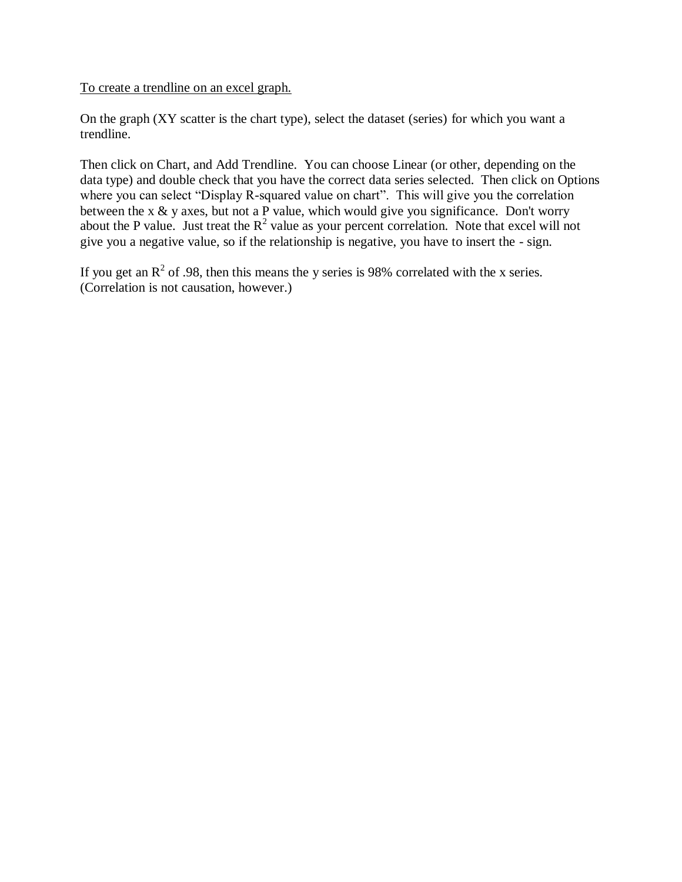To create a trendline on an excel graph.

On the graph (XY scatter is the chart type), select the dataset (series) for which you want a trendline.

Then click on Chart, and Add Trendline. You can choose Linear (or other, depending on the data type) and double check that you have the correct data series selected. Then click on Options where you can select "Display R-squared value on chart". This will give you the correlation between the x & y axes, but not a P value, which would give you significance. Don't worry about the P value. Just treat the $R^2$ value as your percent correlation. Note that excel will not give you a negative value, so if the relationship is negative, you have to insert the - sign.

If you get an $R^2$ of .98, then this means the y series is 98% correlated with the x series. (Correlation is not causation, however.)